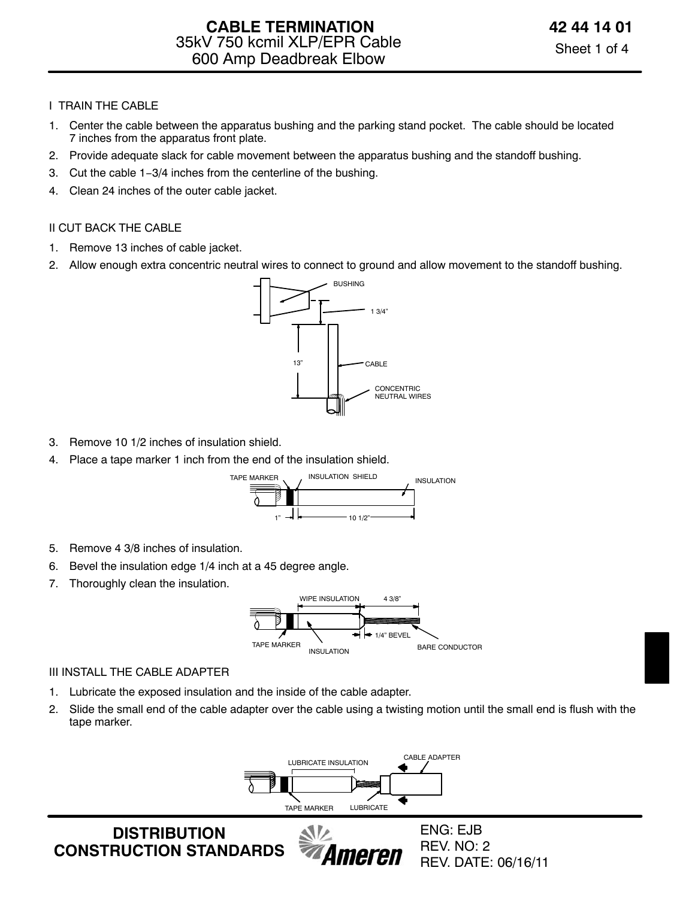# CABLE TERMINATION
## 35kV 750 kcmil XLP/EPR Cable
## 600 Amp Deadbreak Elbow

**42 44 14 01**

### I TRAIN THE CABLE

1. Center the cable between the apparatus bushing and the parking stand pocket. The cable should be located 7 inches from the apparatus front plate.
2. Provide adequate slack for cable movement between the apparatus bushing and the standoff bushing.
3. Cut the cable 1−3/4 inches from the centerline of the bushing.
4. Clean 24 inches of the outer cable jacket.

### II CUT BACK THE CABLE

1. Remove 13 inches of cable jacket.
2. Allow enough extra concentric neutral wires to connect to ground and allow movement to the standoff bushing.

BUSHING
1 3/4"
13"
CABLE
CONCENTRIC NEUTRAL WIRES

3. Remove 10 1/2 inches of insulation shield.
4. Place a tape marker 1 inch from the end of the insulation shield.

TAPE MARKER
INSULATION SHIELD
INSULATION
1"
10 1/2"

5. Remove 4 3/8 inches of insulation.
6. Bevel the insulation edge 1/4 inch at a 45 degree angle.
7. Thoroughly clean the insulation.

WIPE INSULATION
4 3/8"
1/4" BEVEL
TAPE MARKER
INSULATION
BARE CONDUCTOR

### III INSTALL THE CABLE ADAPTER

1. Lubricate the exposed insulation and the inside of the cable adapter.
2. Slide the small end of the cable adapter over the cable using a twisting motion until the small end is flush with the tape marker.

CABLE ADAPTER
LUBRICATE INSULATION
TAPE MARKER
LUBRICATE

**DISTRIBUTION CONSTRUCTION STANDARDS**

ENG: EJB
REV. NO: 2
REV. DATE: 06/16/11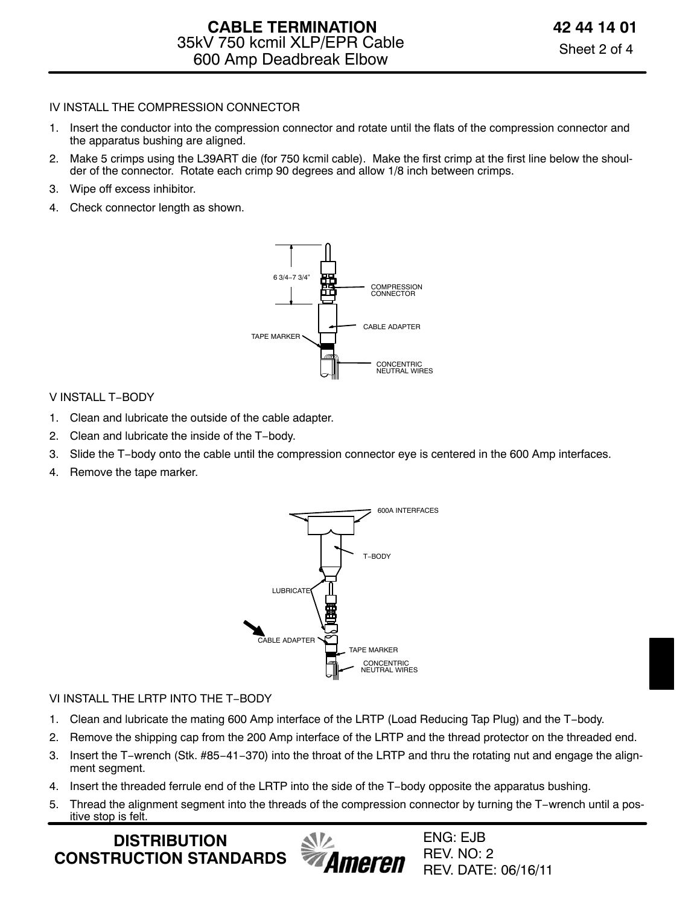## IV INSTALL THE COMPRESSION CONNECTOR

1. Insert the conductor into the compression connector and rotate until the flats of the compression connector and the apparatus bushing are aligned.
2. Make 5 crimps using the L39ART die (for 750 kcmil cable). Make the first crimp at the first line below the shoulder of the connector. Rotate each crimp 90 degrees and allow 1/8 inch between crimps.
3. Wipe off excess inhibitor.
4. Check connector length as shown.

6 3/4−7 3/4"

COMPRESSION CONNECTOR

CABLE ADAPTER

TAPE MARKER

CONCENTRIC NEUTRAL WIRES

## V INSTALL T−BODY

1. Clean and lubricate the outside of the cable adapter.
2. Clean and lubricate the inside of the T−body.
3. Slide the T−body onto the cable until the compression connector eye is centered in the 600 Amp interfaces.
4. Remove the tape marker.

600A INTERFACES

T−BODY

LUBRICATE

CABLE ADAPTER

TAPE MARKER

CONCENTRIC NEUTRAL WIRES

## VI INSTALL THE LRTP INTO THE T−BODY

1. Clean and lubricate the mating 600 Amp interface of the LRTP (Load Reducing Tap Plug) and the T−body.
2. Remove the shipping cap from the 200 Amp interface of the LRTP and the thread protector on the threaded end.
3. Insert the T−wrench (Stk. #85−41−370) into the throat of the LRTP and thru the rotating nut and engage the alignment segment.
4. Insert the threaded ferrule end of the LRTP into the side of the T−body opposite the apparatus bushing.
5. Thread the alignment segment into the threads of the compression connector by turning the T−wrench until a positive stop is felt.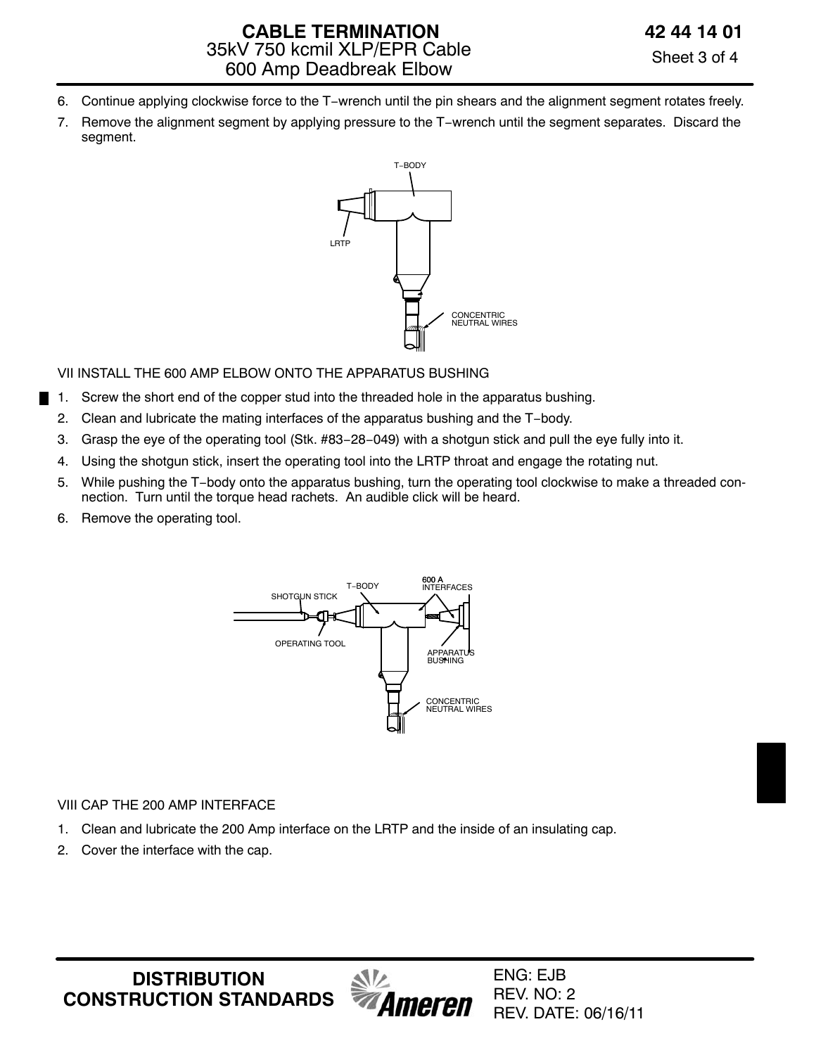6. Continue applying clockwise force to the T−wrench until the pin shears and the alignment segment rotates freely.
7. Remove the alignment segment by applying pressure to the T−wrench until the segment separates. Discard the segment.

T−BODY

LRTP

CONCENTRIC NEUTRAL WIRES

VII INSTALL THE 600 AMP ELBOW ONTO THE APPARATUS BUSHING

1. Screw the short end of the copper stud into the threaded hole in the apparatus bushing.
2. Clean and lubricate the mating interfaces of the apparatus bushing and the T−body.
3. Grasp the eye of the operating tool (Stk. #83−28−049) with a shotgun stick and pull the eye fully into it.
4. Using the shotgun stick, insert the operating tool into the LRTP throat and engage the rotating nut.
5. While pushing the T−body onto the apparatus bushing, turn the operating tool clockwise to make a threaded connection. Turn until the torque head rachets. An audible click will be heard.
6. Remove the operating tool.

SHOTGUN STICK

T−BODY

600 A INTERFACES

OPERATING TOOL

APPARATUS BUSHING

CONCENTRIC NEUTRAL WIRES

VIII CAP THE 200 AMP INTERFACE

1. Clean and lubricate the 200 Amp interface on the LRTP and the inside of an insulating cap.
2. Cover the interface with the cap.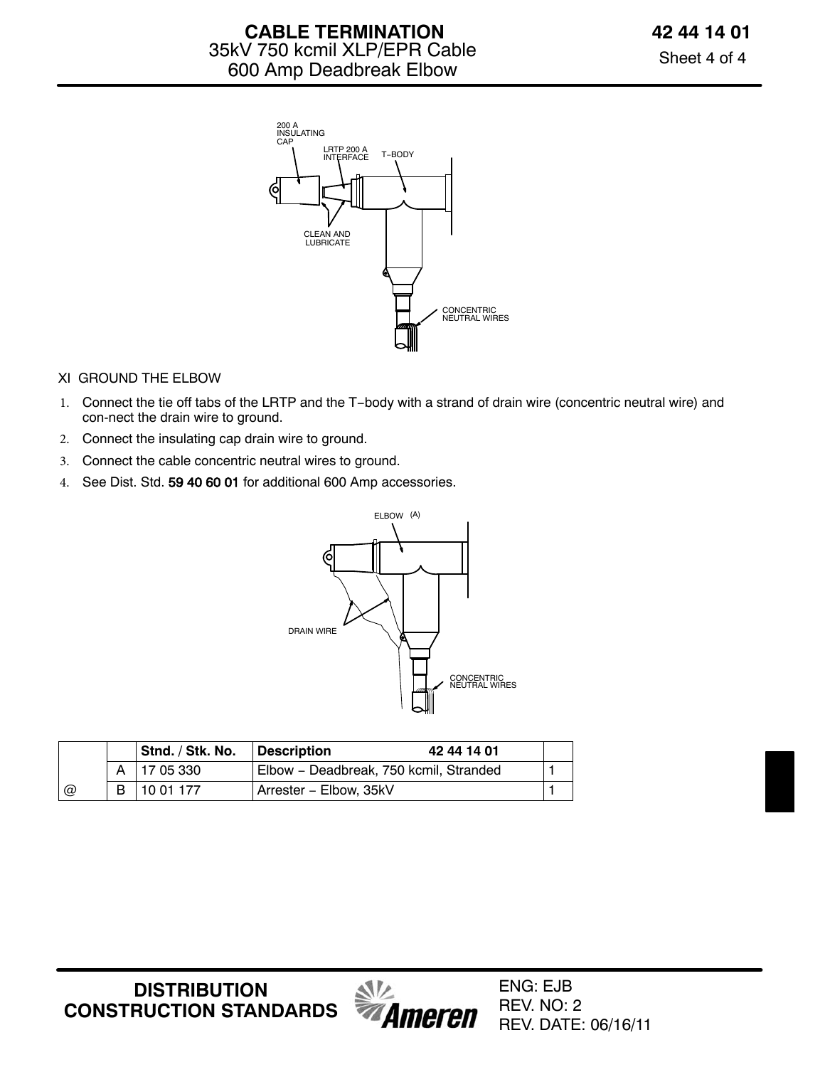200 A
INSULATING
CAP

LRTP 200 A
INTERFACE

T−BODY

CLEAN AND
LUBRICATE

CONCENTRIC
NEUTRAL WIRES

XI GROUND THE ELBOW

1. Connect the tie off tabs of the LRTP and the T−body with a strand of drain wire (concentric neutral wire) and con-nect the drain wire to ground.
2. Connect the insulating cap drain wire to ground.
3. Connect the cable concentric neutral wires to ground.
4. See Dist. Std. 59 40 60 01 for additional 600 Amp accessories.

ELBOW (A)

DRAIN WIRE

CONCENTRIC
NEUTRAL WIRES

| | | Stnd. / Stk. No. | Description 42 44 14 01 | |
|---|---|---|---|---|
| | A | 17 05 330 | Elbow − Deadbreak, 750 kcmil, Stranded | 1 |
| @ | B | 10 01 177 | Arrester − Elbow, 35kV | 1 |